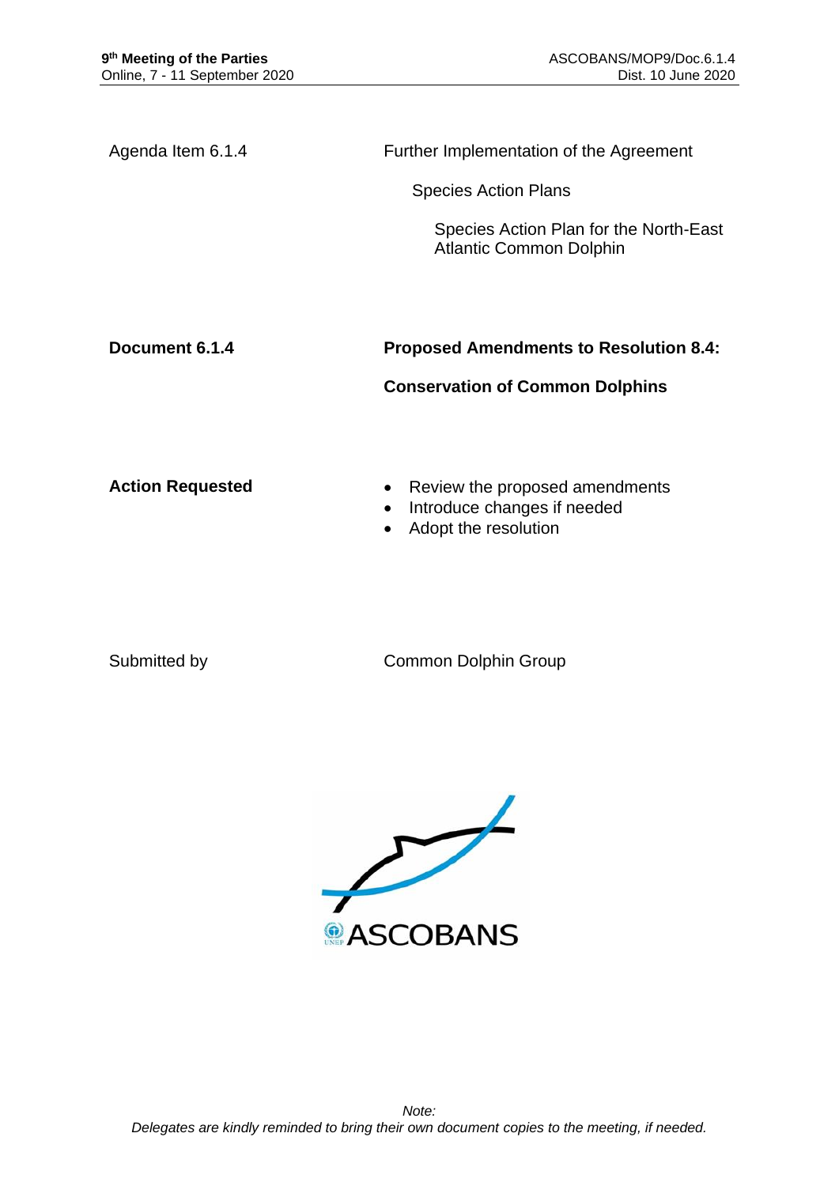| | |
|---|---|
| Agenda Item 6.1.4 | Further Implementation of the Agreement<br><br>Species Action Plans<br><br>Species Action Plan for the North-East Atlantic Common Dolphin |
| **Document 6.1.4** | **Proposed Amendments to Resolution 8.4:**<br><br>**Conservation of Common Dolphins** |
| **Action Requested** | • Review the proposed amendments<br>• Introduce changes if needed<br>• Adopt the resolution |
| Submitted by | Common Dolphin Group |

ASCOBANS

*Note:*
*Delegates are kindly reminded to bring their own document copies to the meeting, if needed.*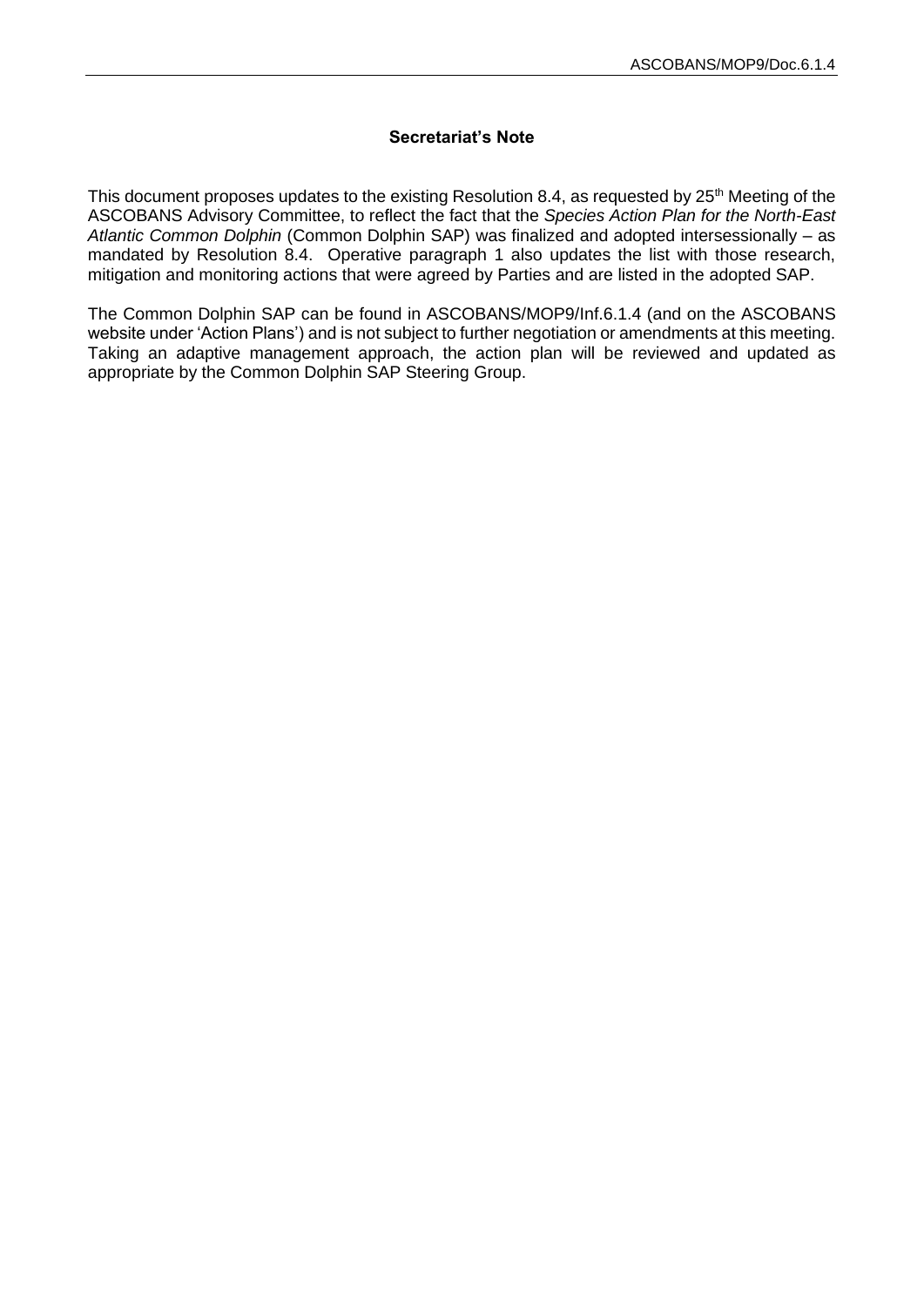## Secretariat's Note

This document proposes updates to the existing Resolution 8.4, as requested by 25th Meeting of the ASCOBANS Advisory Committee, to reflect the fact that the *Species Action Plan for the North-East Atlantic Common Dolphin* (Common Dolphin SAP) was finalized and adopted intersessionally – as mandated by Resolution 8.4. Operative paragraph 1 also updates the list with those research, mitigation and monitoring actions that were agreed by Parties and are listed in the adopted SAP.

The Common Dolphin SAP can be found in ASCOBANS/MOP9/Inf.6.1.4 (and on the ASCOBANS website under 'Action Plans') and is not subject to further negotiation or amendments at this meeting. Taking an adaptive management approach, the action plan will be reviewed and updated as appropriate by the Common Dolphin SAP Steering Group.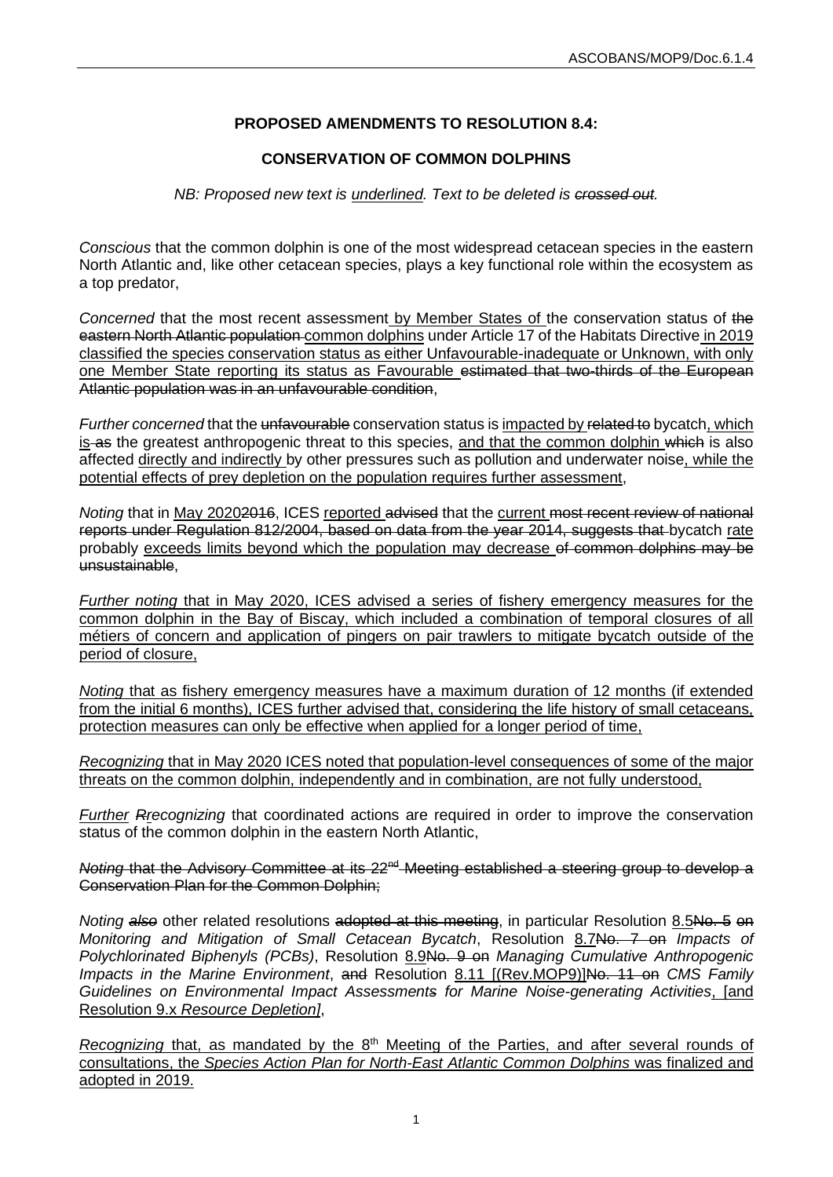**PROPOSED AMENDMENTS TO RESOLUTION 8.4:**

**CONSERVATION OF COMMON DOLPHINS**

*NB: Proposed new text is <u>underlined</u>. Text to be deleted is ~~crossed out~~.*

*Conscious* that the common dolphin is one of the most widespread cetacean species in the eastern North Atlantic and, like other cetacean species, plays a key functional role within the ecosystem as a top predator,

*Concerned* that the most recent assessment<u> by Member States of </u>the conservation status of ~~the eastern North Atlantic population~~ <u>common dolphins</u> under Article 17 of the Habitats Directive<u> in 2019 classified the species conservation status as either Unfavourable-inadequate or Unknown, with only one Member State reporting its status as Favourable </u>~~estimated that two-thirds of the European Atlantic population was in an unfavourable condition~~,

*Further concerned* that the ~~unfavourable~~ conservation status is <u>impacted by </u>~~related to~~ bycatch<u>, which is</u> ~~as~~ the greatest anthropogenic threat to this species, <u>and that the common dolphin </u>~~which~~ is also affected <u>directly and indirectly </u>by other pressures such as pollution and underwater noise<u>, while the potential effects of prey depletion on the population requires further assessment</u>,

*Noting* that in <u>May 2020</u>~~2016~~, ICES <u>reported </u>~~advised~~ that the <u>current</u> ~~most recent review of national reports under Regulation 812/2004, based on data from the year 2014, suggests that~~ bycatch <u>rate</u> probably <u>exceeds limits beyond which the population may decrease </u>~~of common dolphins may be unsustainable~~,

<u>*Further noting* that in May 2020, ICES advised a series of fishery emergency measures for the common dolphin in the Bay of Biscay, which included a combination of temporal closures of all métiers of concern and application of pingers on pair trawlers to mitigate bycatch outside of the period of closure,</u>

<u>*Noting* that as fishery emergency measures have a maximum duration of 12 months (if extended from the initial 6 months), ICES further advised that, considering the life history of small cetaceans, protection measures can only be effective when applied for a longer period of time,</u>

<u>*Recognizing* that in May 2020 ICES noted that population-level consequences of some of the major threats on the common dolphin, independently and in combination, are not fully understood,</u>

<u>*Further*</u> ~~*R*~~*recognizing* that coordinated actions are required in order to improve the conservation status of the common dolphin in the eastern North Atlantic,

~~*Noting* that the Advisory Committee at its 22nd Meeting established a steering group to develop a Conservation Plan for the Common Dolphin;~~

*Noting* ~~*also*~~ other related resolutions ~~adopted at this meeting~~, in particular Resolution <u>8.5</u>~~No. 5 on~~ *Monitoring and Mitigation of Small Cetacean Bycatch*, Resolution <u>8.7</u>~~No. 7 on~~ *Impacts of Polychlorinated Biphenyls (PCBs)*, Resolution <u>8.9</u>~~No. 9 on~~ *Managing Cumulative Anthropogenic Impacts in the Marine Environment*, ~~and~~ Resolution <u>8.11 [(Rev.MOP9)]</u>~~No. 11 on~~ *CMS Family Guidelines on Environmental Impact Assessment*~~*s*~~ *for Marine Noise-generating Activities*<u>, [and Resolution 9.x *Resource Depletion]*</u>,

<u>*Recognizing* that, as mandated by the 8th Meeting of the Parties, and after several rounds of consultations, the *Species Action Plan for North-East Atlantic Common Dolphins* was finalized and adopted in 2019.</u>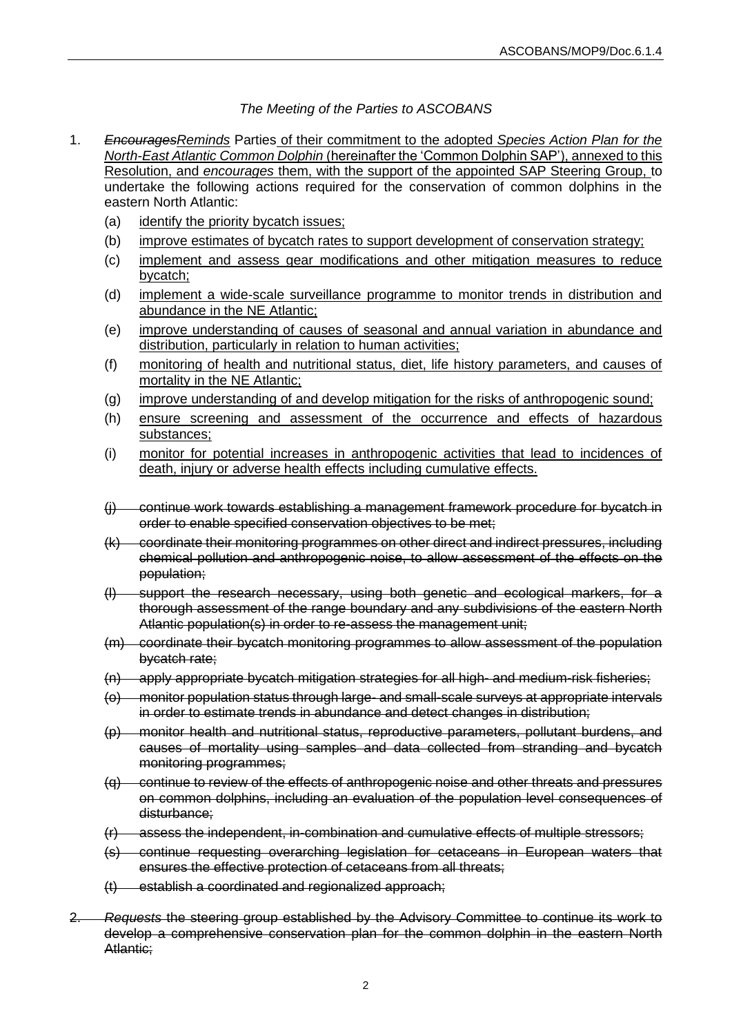*The Meeting of the Parties to ASCOBANS*

1. ~~*Encourages*~~<u>*Reminds*</u> Parties <u>of their commitment to the adopted *Species Action Plan for the North-East Atlantic Common Dolphin* (hereinafter the 'Common Dolphin SAP'), annexed to this Resolution, and *encourages* them, with the support of the appointed SAP Steering Group,</u> to undertake the following actions required for the conservation of common dolphins in the eastern North Atlantic:
   - (a) <u>identify the priority bycatch issues;</u>
   - (b) <u>improve estimates of bycatch rates to support development of conservation strategy;</u>
   - (c) <u>implement and assess gear modifications and other mitigation measures to reduce bycatch;</u>
   - (d) <u>implement a wide-scale surveillance programme to monitor trends in distribution and abundance in the NE Atlantic;</u>
   - (e) <u>improve understanding of causes of seasonal and annual variation in abundance and distribution, particularly in relation to human activities;</u>
   - (f) <u>monitoring of health and nutritional status, diet, life history parameters, and causes of mortality in the NE Atlantic;</u>
   - (g) <u>improve understanding of and develop mitigation for the risks of anthropogenic sound;</u>
   - (h) <u>ensure screening and assessment of the occurrence and effects of hazardous substances;</u>
   - (i) <u>monitor for potential increases in anthropogenic activities that lead to incidences of death, injury or adverse health effects including cumulative effects.</u>
   - ~~(j) continue work towards establishing a management framework procedure for bycatch in order to enable specified conservation objectives to be met;~~
   - ~~(k) coordinate their monitoring programmes on other direct and indirect pressures, including chemical pollution and anthropogenic noise, to allow assessment of the effects on the population;~~
   - ~~(l) support the research necessary, using both genetic and ecological markers, for a thorough assessment of the range boundary and any subdivisions of the eastern North Atlantic population(s) in order to re-assess the management unit;~~
   - ~~(m) coordinate their bycatch monitoring programmes to allow assessment of the population bycatch rate;~~
   - ~~(n) apply appropriate bycatch mitigation strategies for all high- and medium-risk fisheries;~~
   - ~~(o) monitor population status through large- and small-scale surveys at appropriate intervals in order to estimate trends in abundance and detect changes in distribution;~~
   - ~~(p) monitor health and nutritional status, reproductive parameters, pollutant burdens, and causes of mortality using samples and data collected from stranding and bycatch monitoring programmes;~~
   - ~~(q) continue to review of the effects of anthropogenic noise and other threats and pressures on common dolphins, including an evaluation of the population level consequences of disturbance;~~
   - ~~(r) assess the independent, in-combination and cumulative effects of multiple stressors;~~
   - ~~(s) continue requesting overarching legislation for cetaceans in European waters that ensures the effective protection of cetaceans from all threats;~~
   - ~~(t) establish a coordinated and regionalized approach;~~

~~2. *Requests* the steering group established by the Advisory Committee to continue its work to develop a comprehensive conservation plan for the common dolphin in the eastern North Atlantic;~~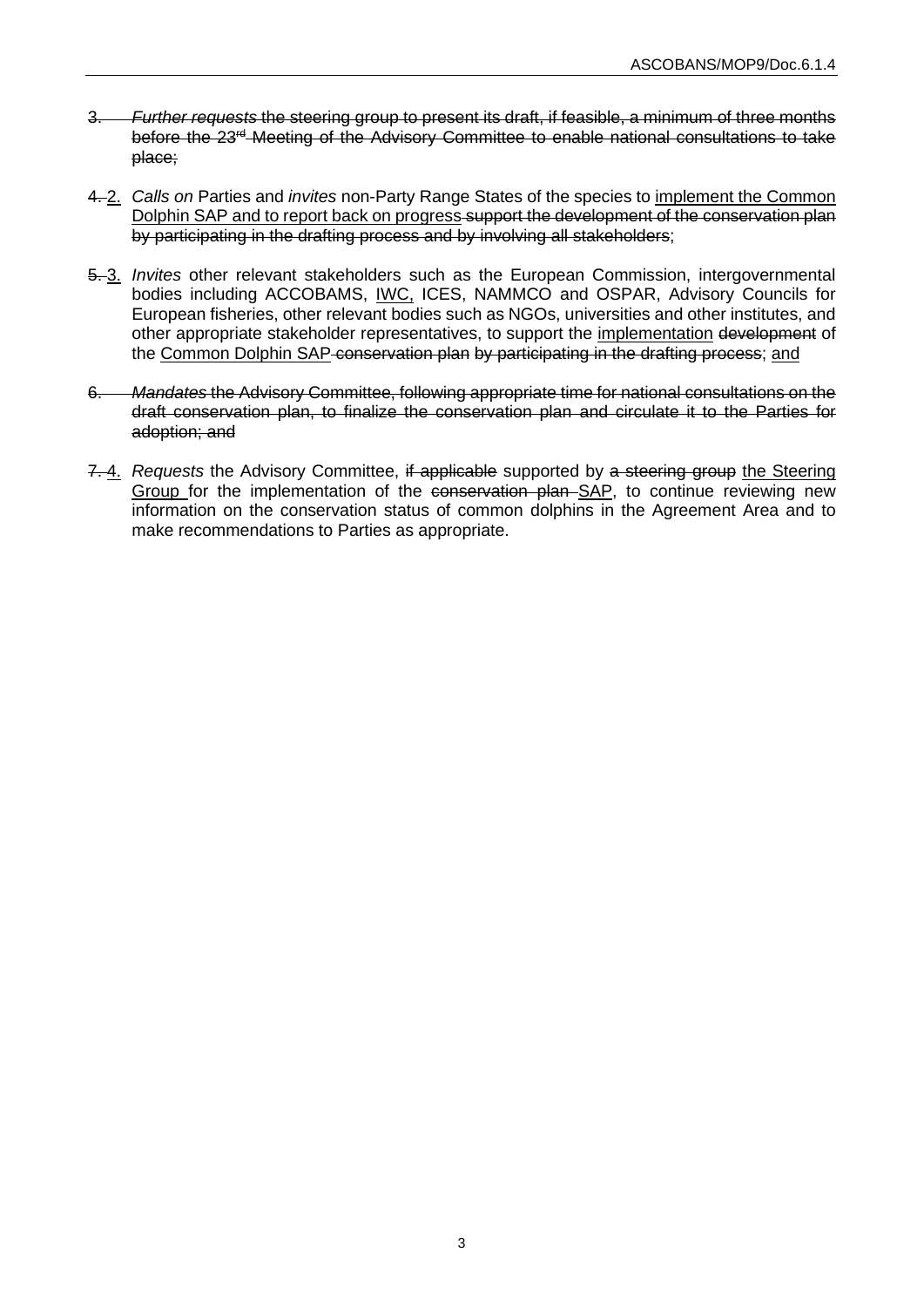3. *Further requests* the steering group to present its draft, if feasible, a minimum of three months before the 23rd Meeting of the Advisory Committee to enable national consultations to take place;

4. 2. *Calls on* Parties and *invites* non-Party Range States of the species to implement the Common Dolphin SAP and to report back on progress support the development of the conservation plan by participating in the drafting process and by involving all stakeholders;

5. 3. *Invites* other relevant stakeholders such as the European Commission, intergovernmental bodies including ACCOBAMS, IWC, ICES, NAMMCO and OSPAR, Advisory Councils for European fisheries, other relevant bodies such as NGOs, universities and other institutes, and other appropriate stakeholder representatives, to support the implementation development of the Common Dolphin SAP conservation plan by participating in the drafting process; and

6. *Mandates* the Advisory Committee, following appropriate time for national consultations on the draft conservation plan, to finalize the conservation plan and circulate it to the Parties for adoption; and

7. 4. *Requests* the Advisory Committee, if applicable supported by a steering group the Steering Group for the implementation of the conservation plan SAP, to continue reviewing new information on the conservation status of common dolphins in the Agreement Area and to make recommendations to Parties as appropriate.